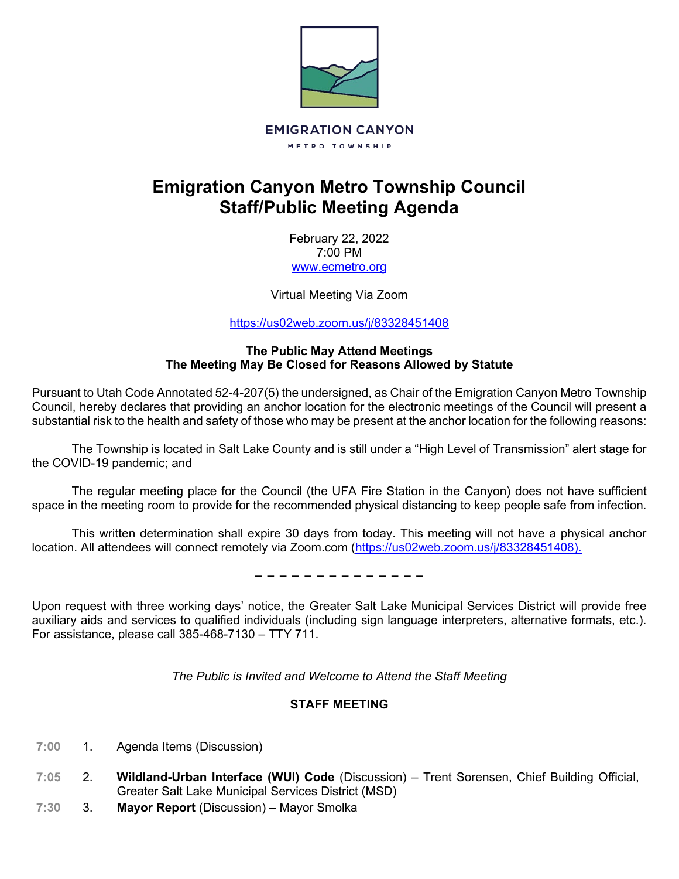EMIGRATION CANYON

METRO TOWNSHIP

# Emigration Canyon Metro Township Council
# Staff/Public Meeting Agenda

February 22, 2022
7:00 PM
www.ecmetro.org

Virtual Meeting Via Zoom

https://us02web.zoom.us/j/83328451408

**The Public May Attend Meetings**
**The Meeting May Be Closed for Reasons Allowed by Statute**

Pursuant to Utah Code Annotated 52-4-207(5) the undersigned, as Chair of the Emigration Canyon Metro Township Council, hereby declares that providing an anchor location for the electronic meetings of the Council will present a substantial risk to the health and safety of those who may be present at the anchor location for the following reasons:

The Township is located in Salt Lake County and is still under a "High Level of Transmission" alert stage for the COVID-19 pandemic; and

The regular meeting place for the Council (the UFA Fire Station in the Canyon) does not have sufficient space in the meeting room to provide for the recommended physical distancing to keep people safe from infection.

This written determination shall expire 30 days from today. This meeting will not have a physical anchor location. All attendees will connect remotely via Zoom.com (https://us02web.zoom.us/j/83328451408).

– – – – – – – – – – – – – –

Upon request with three working days' notice, the Greater Salt Lake Municipal Services District will provide free auxiliary aids and services to qualified individuals (including sign language interpreters, alternative formats, etc.). For assistance, please call 385-468-7130 – TTY 711.

*The Public is Invited and Welcome to Attend the Staff Meeting*

**STAFF MEETING**

7:00 1. Agenda Items (Discussion)

7:05 2. **Wildland-Urban Interface (WUI) Code** (Discussion) – Trent Sorensen, Chief Building Official, Greater Salt Lake Municipal Services District (MSD)

7:30 3. **Mayor Report** (Discussion) – Mayor Smolka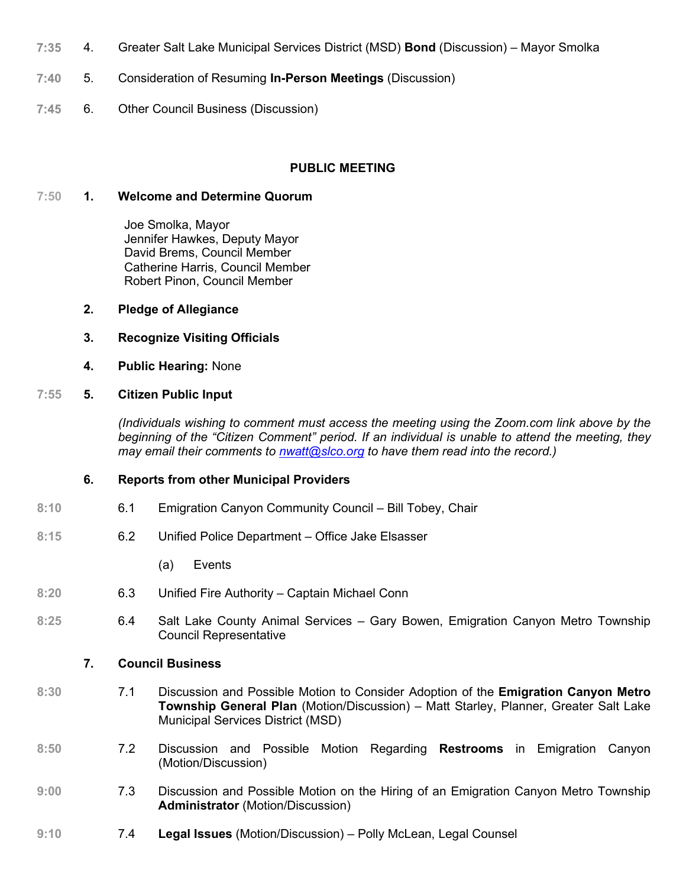**7:35** 4. Greater Salt Lake Municipal Services District (MSD) **Bond** (Discussion) – Mayor Smolka

**7:40** 5. Consideration of Resuming **In-Person Meetings** (Discussion)

**7:45** 6. Other Council Business (Discussion)

## PUBLIC MEETING

**7:50** **1. Welcome and Determine Quorum**

Joe Smolka, Mayor
Jennifer Hawkes, Deputy Mayor
David Brems, Council Member
Catherine Harris, Council Member
Robert Pinon, Council Member

**2. Pledge of Allegiance**

**3. Recognize Visiting Officials**

**4. Public Hearing:** None

**7:55** **5. Citizen Public Input**

*(Individuals wishing to comment must access the meeting using the Zoom.com link above by the beginning of the "Citizen Comment" period. If an individual is unable to attend the meeting, they may email their comments to [nwatt@slco.org](mailto:nwatt@slco.org) to have them read into the record.)*

**6. Reports from other Municipal Providers**

**8:10** 6.1 Emigration Canyon Community Council – Bill Tobey, Chair

**8:15** 6.2 Unified Police Department – Office Jake Elsasser

(a) Events

**8:20** 6.3 Unified Fire Authority – Captain Michael Conn

**8:25** 6.4 Salt Lake County Animal Services – Gary Bowen, Emigration Canyon Metro Township Council Representative

**7. Council Business**

**8:30** 7.1 Discussion and Possible Motion to Consider Adoption of the **Emigration Canyon Metro Township General Plan** (Motion/Discussion) – Matt Starley, Planner, Greater Salt Lake Municipal Services District (MSD)

**8:50** 7.2 Discussion and Possible Motion Regarding **Restrooms** in Emigration Canyon (Motion/Discussion)

**9:00** 7.3 Discussion and Possible Motion on the Hiring of an Emigration Canyon Metro Township **Administrator** (Motion/Discussion)

**9:10** 7.4 **Legal Issues** (Motion/Discussion) – Polly McLean, Legal Counsel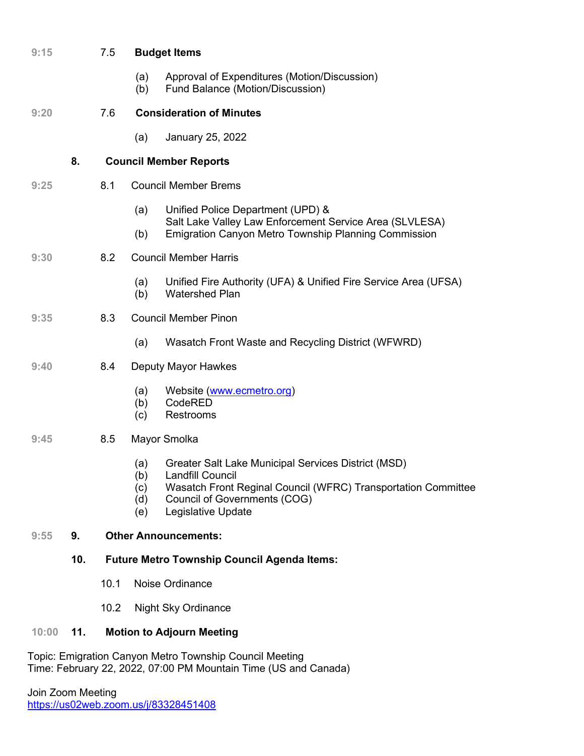9:15 7.5 **Budget Items**

- (a) Approval of Expenditures (Motion/Discussion)
- (b) Fund Balance (Motion/Discussion)

9:20 7.6 **Consideration of Minutes**

- (a) January 25, 2022

**8. Council Member Reports**

9:25 8.1 Council Member Brems

- (a) Unified Police Department (UPD) & Salt Lake Valley Law Enforcement Service Area (SLVLESA)
- (b) Emigration Canyon Metro Township Planning Commission

9:30 8.2 Council Member Harris

- (a) Unified Fire Authority (UFA) & Unified Fire Service Area (UFSA)
- (b) Watershed Plan

9:35 8.3 Council Member Pinon

- (a) Wasatch Front Waste and Recycling District (WFWRD)

9:40 8.4 Deputy Mayor Hawkes

- (a) Website ([www.ecmetro.org](http://www.ecmetro.org))
- (b) CodeRED
- (c) Restrooms

9:45 8.5 Mayor Smolka

- (a) Greater Salt Lake Municipal Services District (MSD)
- (b) Landfill Council
- (c) Wasatch Front Reginal Council (WFRC) Transportation Committee
- (d) Council of Governments (COG)
- (e) Legislative Update

9:55 **9. Other Announcements:**

**10. Future Metro Township Council Agenda Items:**

10.1 Noise Ordinance

10.2 Night Sky Ordinance

10:00 **11. Motion to Adjourn Meeting**

Topic: Emigration Canyon Metro Township Council Meeting
Time: February 22, 2022, 07:00 PM Mountain Time (US and Canada)

Join Zoom Meeting
[https://us02web.zoom.us/j/83328451408](https://us02web.zoom.us/j/83328451408)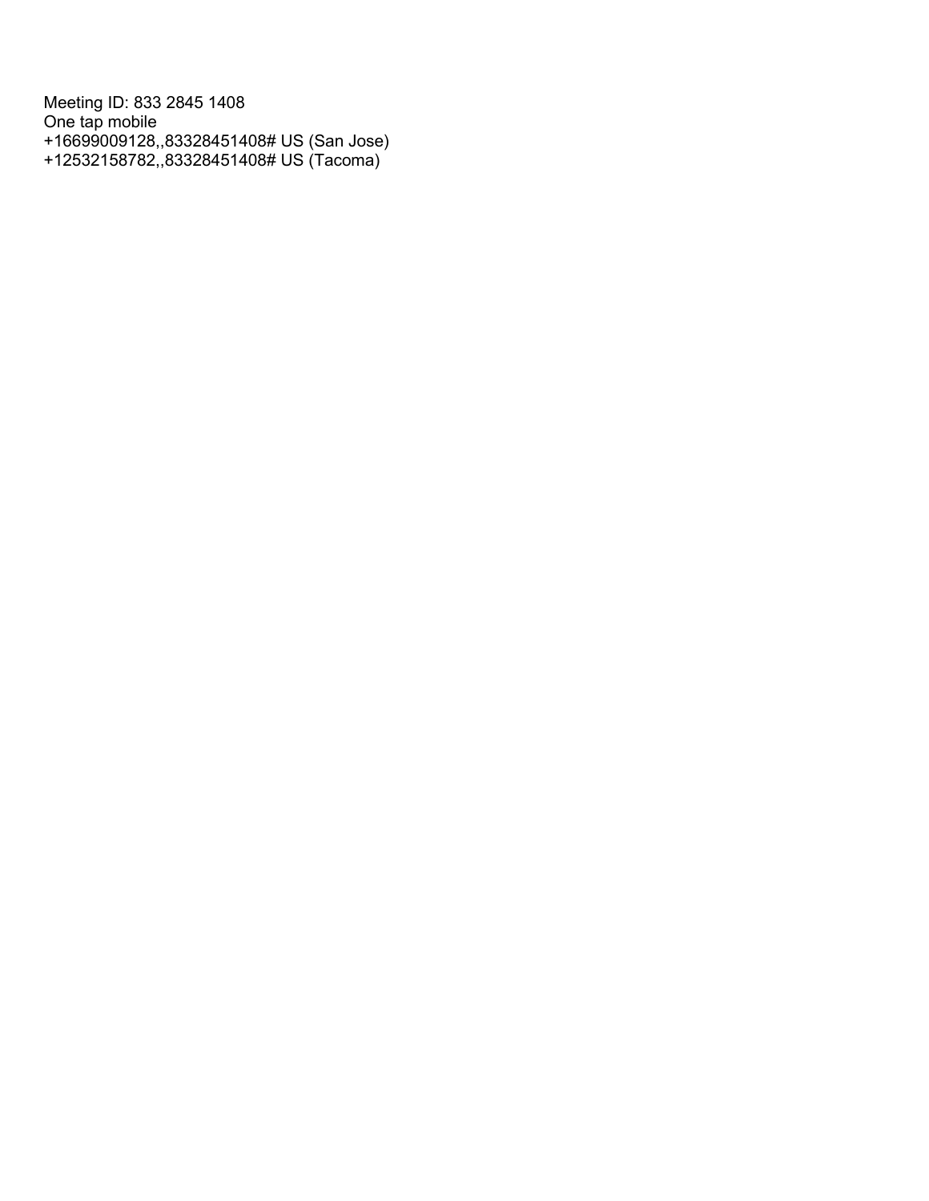Meeting ID: 833 2845 1408
One tap mobile
+16699009128,,83328451408# US (San Jose)
+12532158782,,83328451408# US (Tacoma)